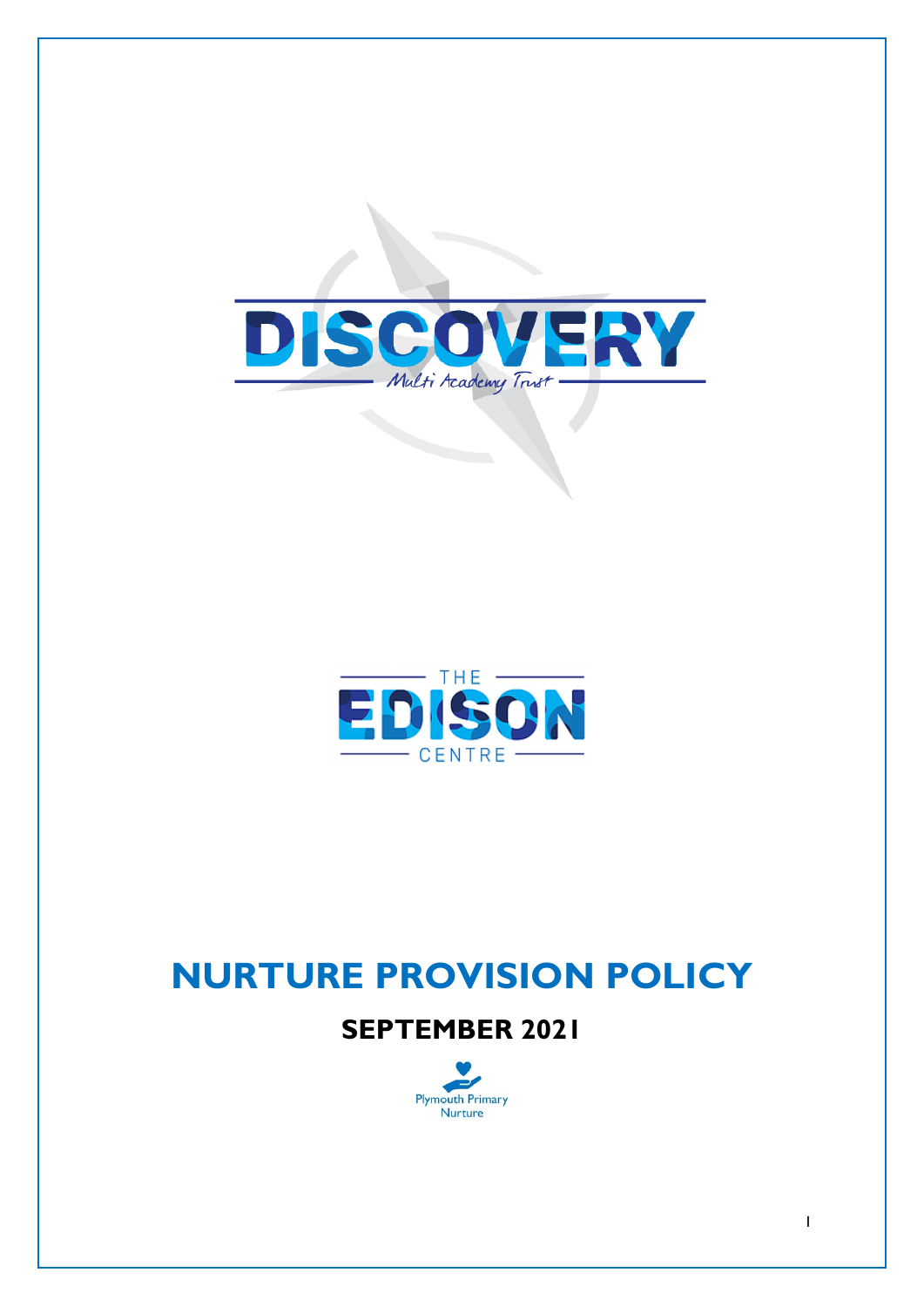DISCOVERY

Multi Academy Trust

THE EDISON CENTRE

# NURTURE PROVISION POLICY

## SEPTEMBER 2021

Plymouth Primary Nurture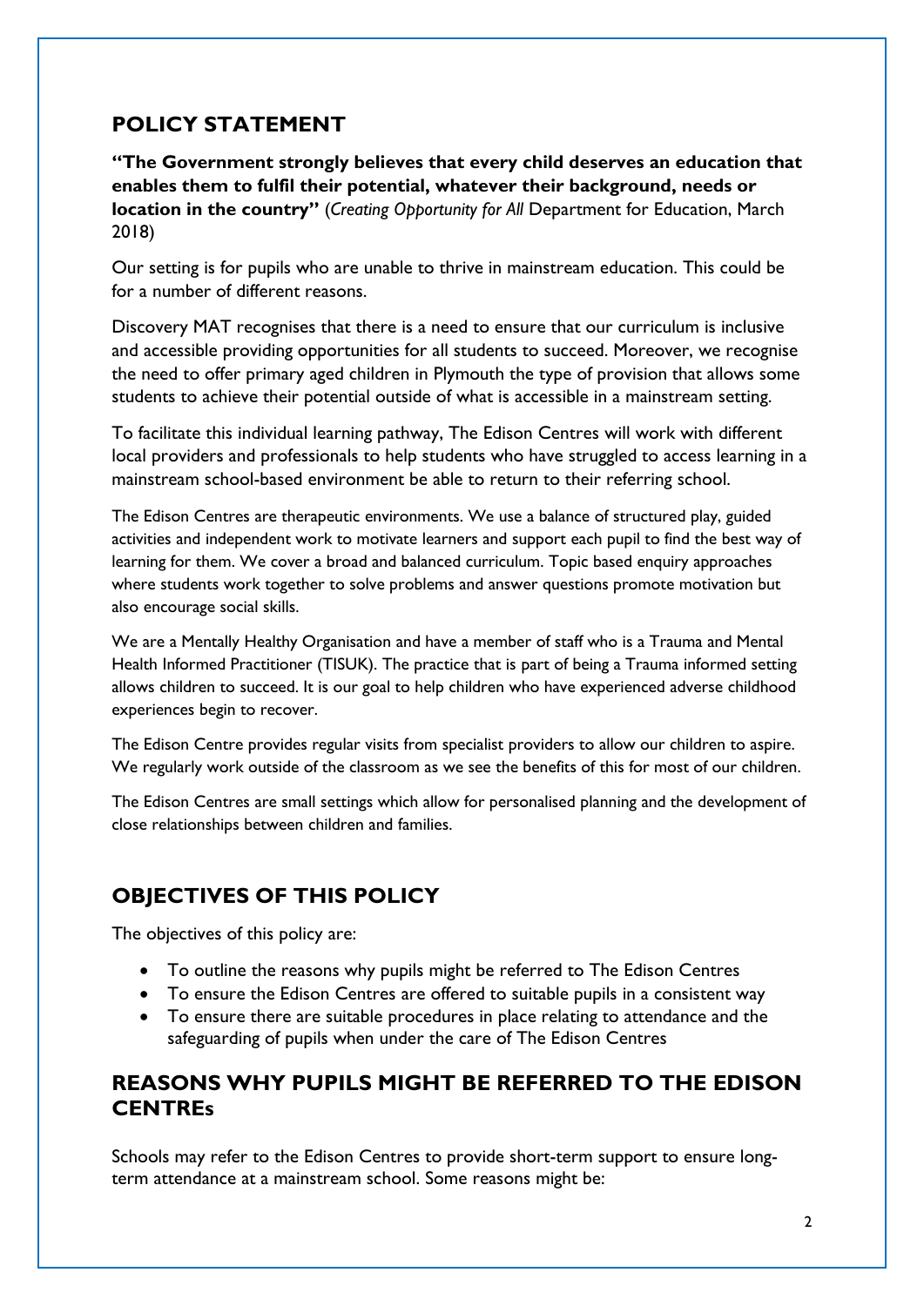## POLICY STATEMENT

**"The Government strongly believes that every child deserves an education that enables them to fulfil their potential, whatever their background, needs or location in the country"** (*Creating Opportunity for All* Department for Education, March 2018)

Our setting is for pupils who are unable to thrive in mainstream education. This could be for a number of different reasons.

Discovery MAT recognises that there is a need to ensure that our curriculum is inclusive and accessible providing opportunities for all students to succeed. Moreover, we recognise the need to offer primary aged children in Plymouth the type of provision that allows some students to achieve their potential outside of what is accessible in a mainstream setting.

To facilitate this individual learning pathway, The Edison Centres will work with different local providers and professionals to help students who have struggled to access learning in a mainstream school-based environment be able to return to their referring school.

The Edison Centres are therapeutic environments. We use a balance of structured play, guided activities and independent work to motivate learners and support each pupil to find the best way of learning for them. We cover a broad and balanced curriculum. Topic based enquiry approaches where students work together to solve problems and answer questions promote motivation but also encourage social skills.

We are a Mentally Healthy Organisation and have a member of staff who is a Trauma and Mental Health Informed Practitioner (TISUK). The practice that is part of being a Trauma informed setting allows children to succeed. It is our goal to help children who have experienced adverse childhood experiences begin to recover.

The Edison Centre provides regular visits from specialist providers to allow our children to aspire. We regularly work outside of the classroom as we see the benefits of this for most of our children.

The Edison Centres are small settings which allow for personalised planning and the development of close relationships between children and families.

## OBJECTIVES OF THIS POLICY

The objectives of this policy are:

- To outline the reasons why pupils might be referred to The Edison Centres
- To ensure the Edison Centres are offered to suitable pupils in a consistent way
- To ensure there are suitable procedures in place relating to attendance and the safeguarding of pupils when under the care of The Edison Centres

## REASONS WHY PUPILS MIGHT BE REFERRED TO THE EDISON CENTREs

Schools may refer to the Edison Centres to provide short-term support to ensure long-term attendance at a mainstream school. Some reasons might be: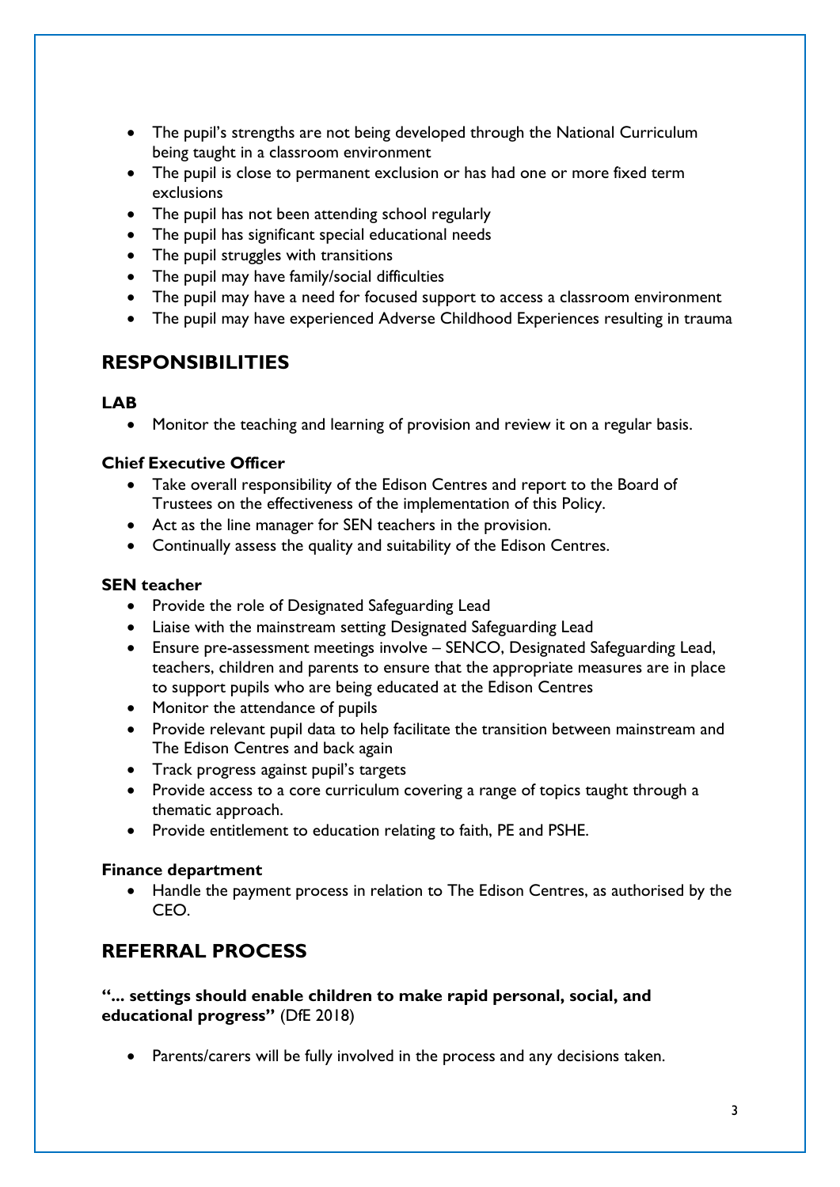- The pupil's strengths are not being developed through the National Curriculum being taught in a classroom environment
- The pupil is close to permanent exclusion or has had one or more fixed term exclusions
- The pupil has not been attending school regularly
- The pupil has significant special educational needs
- The pupil struggles with transitions
- The pupil may have family/social difficulties
- The pupil may have a need for focused support to access a classroom environment
- The pupil may have experienced Adverse Childhood Experiences resulting in trauma

## RESPONSIBILITIES

**LAB**

- Monitor the teaching and learning of provision and review it on a regular basis.

**Chief Executive Officer**

- Take overall responsibility of the Edison Centres and report to the Board of Trustees on the effectiveness of the implementation of this Policy.
- Act as the line manager for SEN teachers in the provision.
- Continually assess the quality and suitability of the Edison Centres.

**SEN teacher**

- Provide the role of Designated Safeguarding Lead
- Liaise with the mainstream setting Designated Safeguarding Lead
- Ensure pre-assessment meetings involve – SENCO, Designated Safeguarding Lead, teachers, children and parents to ensure that the appropriate measures are in place to support pupils who are being educated at the Edison Centres
- Monitor the attendance of pupils
- Provide relevant pupil data to help facilitate the transition between mainstream and The Edison Centres and back again
- Track progress against pupil's targets
- Provide access to a core curriculum covering a range of topics taught through a thematic approach.
- Provide entitlement to education relating to faith, PE and PSHE.

**Finance department**

- Handle the payment process in relation to The Edison Centres, as authorised by the CEO.

## REFERRAL PROCESS

**"... settings should enable children to make rapid personal, social, and educational progress"** (DfE 2018)

- Parents/carers will be fully involved in the process and any decisions taken.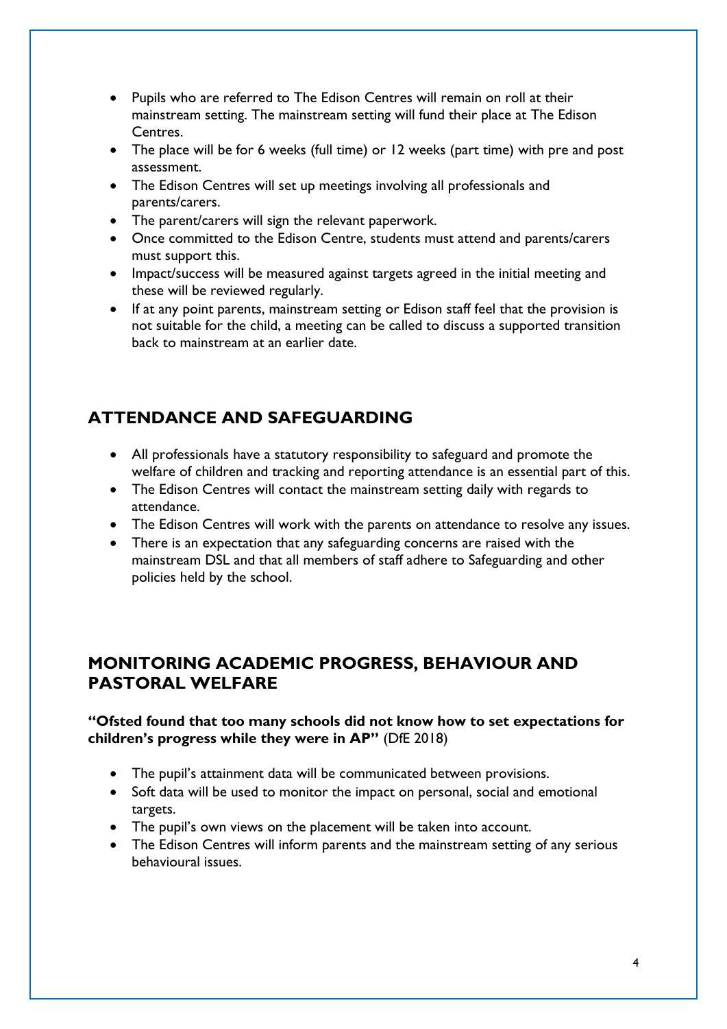- Pupils who are referred to The Edison Centres will remain on roll at their mainstream setting. The mainstream setting will fund their place at The Edison Centres.
- The place will be for 6 weeks (full time) or 12 weeks (part time) with pre and post assessment.
- The Edison Centres will set up meetings involving all professionals and parents/carers.
- The parent/carers will sign the relevant paperwork.
- Once committed to the Edison Centre, students must attend and parents/carers must support this.
- Impact/success will be measured against targets agreed in the initial meeting and these will be reviewed regularly.
- If at any point parents, mainstream setting or Edison staff feel that the provision is not suitable for the child, a meeting can be called to discuss a supported transition back to mainstream at an earlier date.

## ATTENDANCE AND SAFEGUARDING

- All professionals have a statutory responsibility to safeguard and promote the welfare of children and tracking and reporting attendance is an essential part of this.
- The Edison Centres will contact the mainstream setting daily with regards to attendance.
- The Edison Centres will work with the parents on attendance to resolve any issues.
- There is an expectation that any safeguarding concerns are raised with the mainstream DSL and that all members of staff adhere to Safeguarding and other policies held by the school.

## MONITORING ACADEMIC PROGRESS, BEHAVIOUR AND PASTORAL WELFARE

**"Ofsted found that too many schools did not know how to set expectations for children's progress while they were in AP"** (DfE 2018)

- The pupil's attainment data will be communicated between provisions.
- Soft data will be used to monitor the impact on personal, social and emotional targets.
- The pupil's own views on the placement will be taken into account.
- The Edison Centres will inform parents and the mainstream setting of any serious behavioural issues.